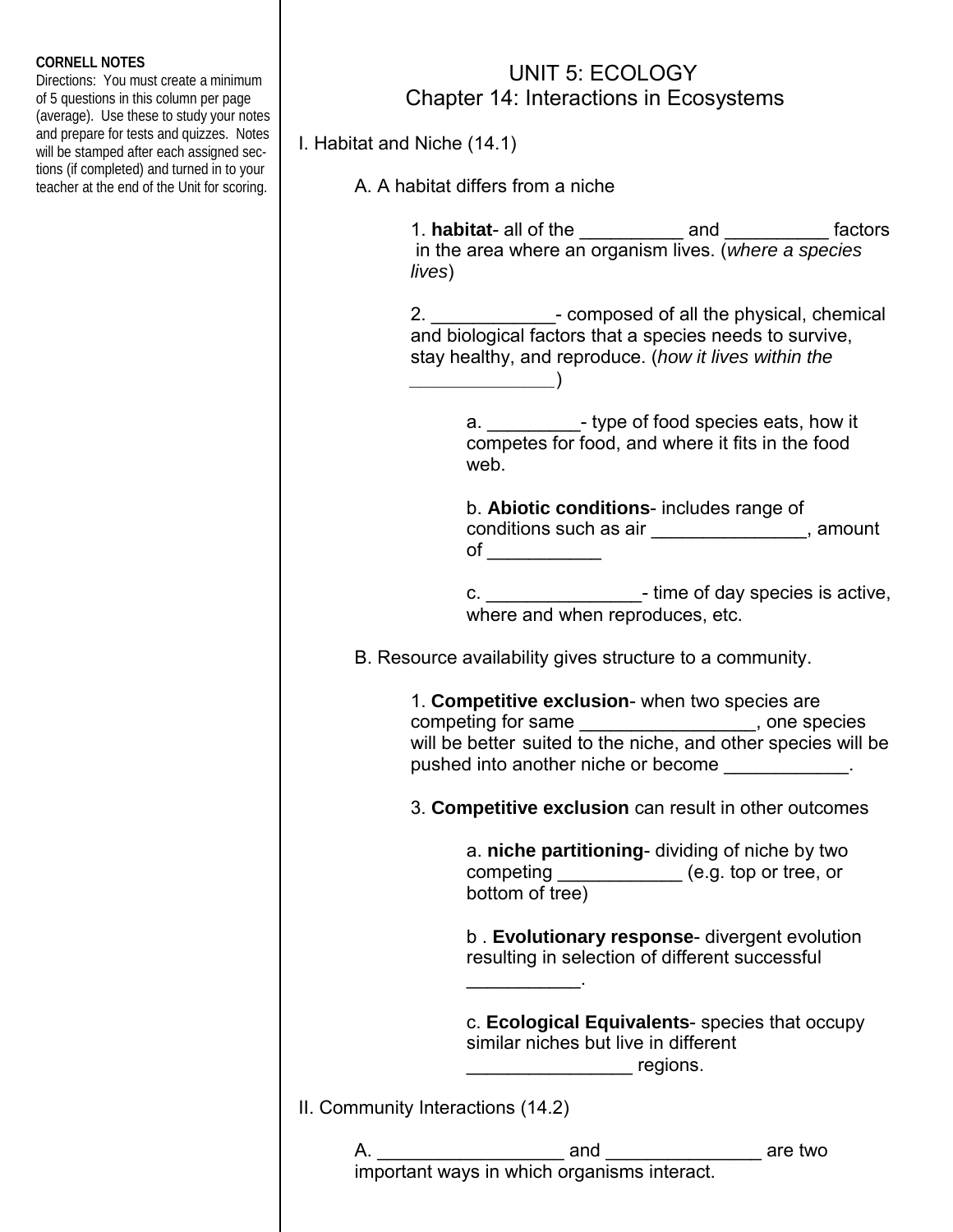**CORNELL NOTES**

Directions: You must create a minimum of 5 questions in this column per page (average). Use these to study your notes and prepare for tests and quizzes. Notes will be stamped after each assigned sections (if completed) and turned in to your teacher at the end of the Unit for scoring.

# UNIT 5: ECOLOGY

## Chapter 14: Interactions in Ecosystems

I. Habitat and Niche (14.1)

A. A habitat differs from a niche

1. **habitat**- all of the __________ and __________ factors in the area where an organism lives. (*where a species lives*)

2. ____________- composed of all the physical, chemical and biological factors that a species needs to survive, stay healthy, and reproduce. (*how it lives within the ______________*)

a. _________- type of food species eats, how it competes for food, and where it fits in the food web.

b. **Abiotic conditions**- includes range of conditions such as air _______________, amount of ___________

c. _______________- time of day species is active, where and when reproduces, etc.

B. Resource availability gives structure to a community.

1. **Competitive exclusion**- when two species are competing for same _________________, one species will be better suited to the niche, and other species will be pushed into another niche or become ____________.

3. **Competitive exclusion** can result in other outcomes

a. **niche partitioning**- dividing of niche by two competing ____________ (e.g. top or tree, or bottom of tree)

b . **Evolutionary response**- divergent evolution resulting in selection of different successful ___________.

c. **Ecological Equivalents**- species that occupy similar niches but live in different ________________ regions.

II. Community Interactions (14.2)

A. __________________ and _______________ are two important ways in which organisms interact.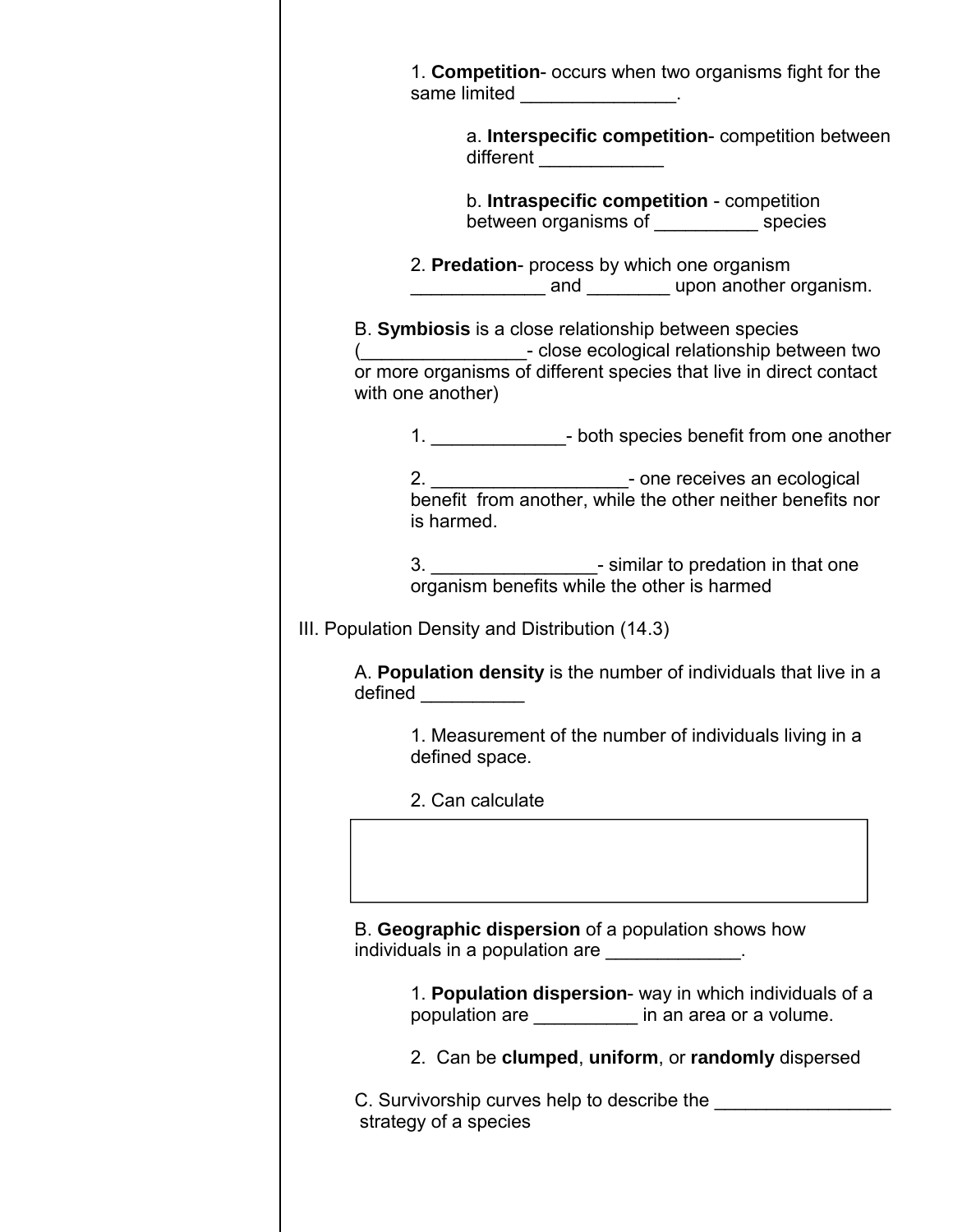1. **Competition**- occurs when two organisms fight for the same limited _______________.

   a. **Interspecific competition**- competition between different ____________

   b. **Intraspecific competition** - competition between organisms of __________ species

2. **Predation**- process by which one organism _____________ and ________ upon another organism.

B. **Symbiosis** is a close relationship between species (________________- close ecological relationship between two or more organisms of different species that live in direct contact with one another)

1. _____________- both species benefit from one another

2. ___________________- one receives an ecological benefit from another, while the other neither benefits nor is harmed.

3. ________________- similar to predation in that one organism benefits while the other is harmed

III. Population Density and Distribution (14.3)

A. **Population density** is the number of individuals that live in a defined __________

1. Measurement of the number of individuals living in a defined space.

2. Can calculate

|   |
|---|
|   |

B. **Geographic dispersion** of a population shows how individuals in a population are _____________.

1. **Population dispersion**- way in which individuals of a population are __________ in an area or a volume.

2. Can be **clumped**, **uniform**, or **randomly** dispersed

C. Survivorship curves help to describe the _________________ strategy of a species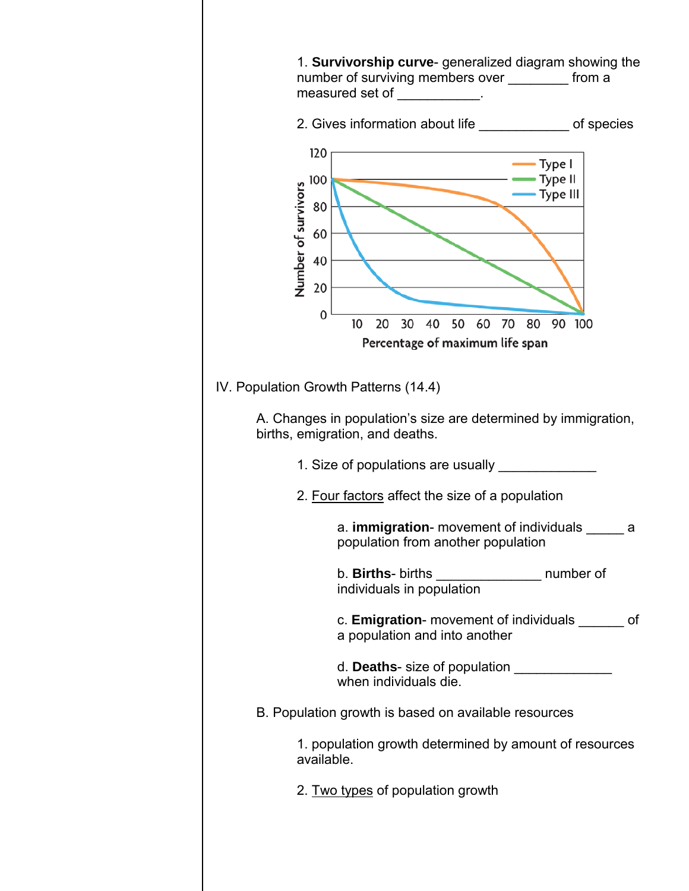1. **Survivorship curve**- generalized diagram showing the number of surviving members over ________ from a measured set of ___________.

2. Gives information about life ____________ of species

IV. Population Growth Patterns (14.4)

A. Changes in population's size are determined by immigration, births, emigration, and deaths.

1. Size of populations are usually _____________

2. Four factors affect the size of a population

a. **immigration**- movement of individuals _____ a population from another population

b. **Births**- births ______________ number of individuals in population

c. **Emigration**- movement of individuals ______ of a population and into another

d. **Deaths**- size of population _____________ when individuals die.

B. Population growth is based on available resources

1. population growth determined by amount of resources available.

2. Two types of population growth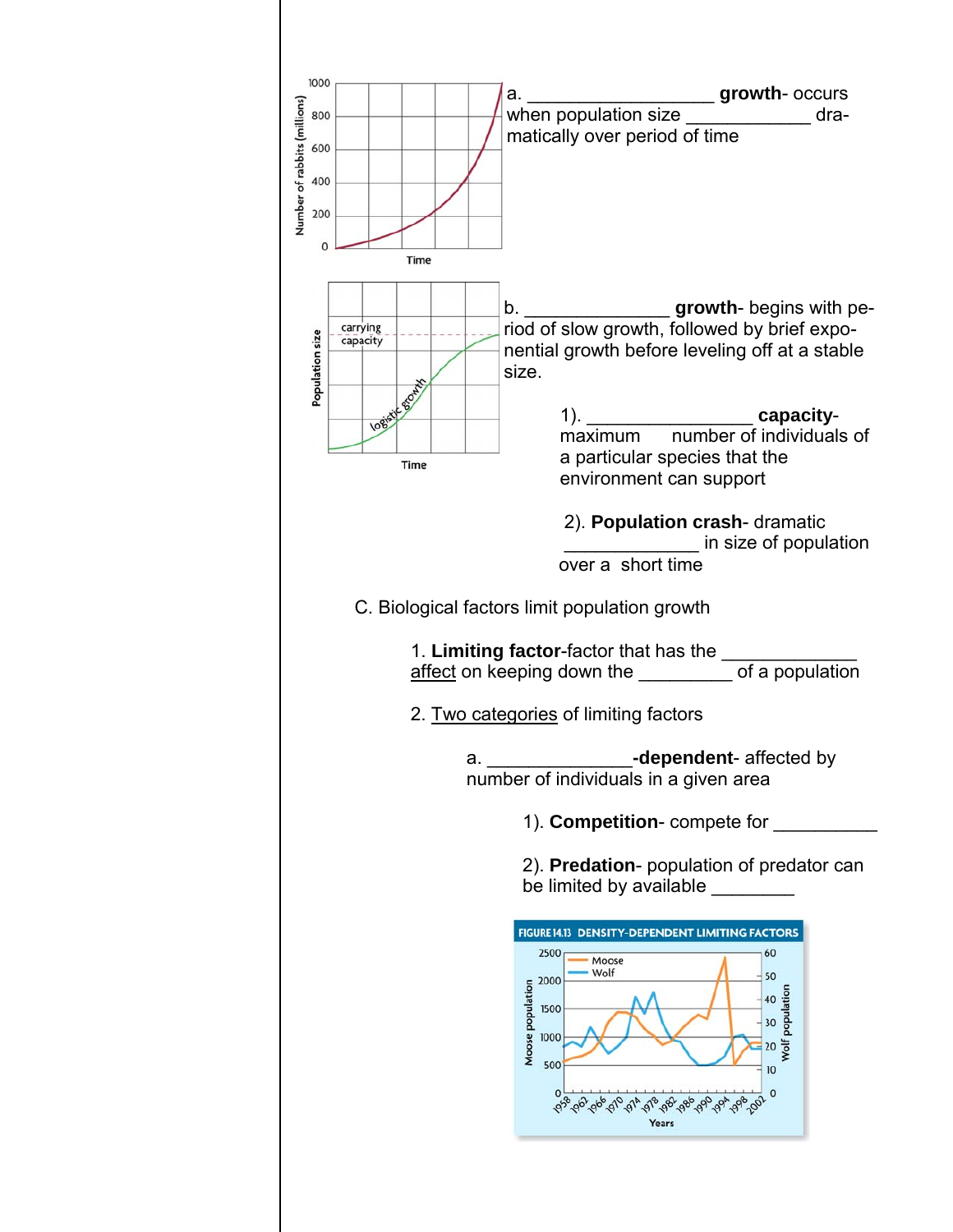a. __________________ **growth**- occurs when population size ____________ dramatically over period of time

b. _______________ **growth**- begins with period of slow growth, followed by brief exponential growth before leveling off at a stable size.

1). ________________ **capacity**- maximum number of individuals of a particular species that the environment can support

2). **Population crash**- dramatic _____________ in size of population over a short time

C. Biological factors limit population growth

1. **Limiting factor**-factor that has the _____________ affect on keeping down the _________ of a population

2. Two categories of limiting factors

a. ______________**-dependent**- affected by number of individuals in a given area

1). **Competition**- compete for __________

2). **Predation**- population of predator can be limited by available ________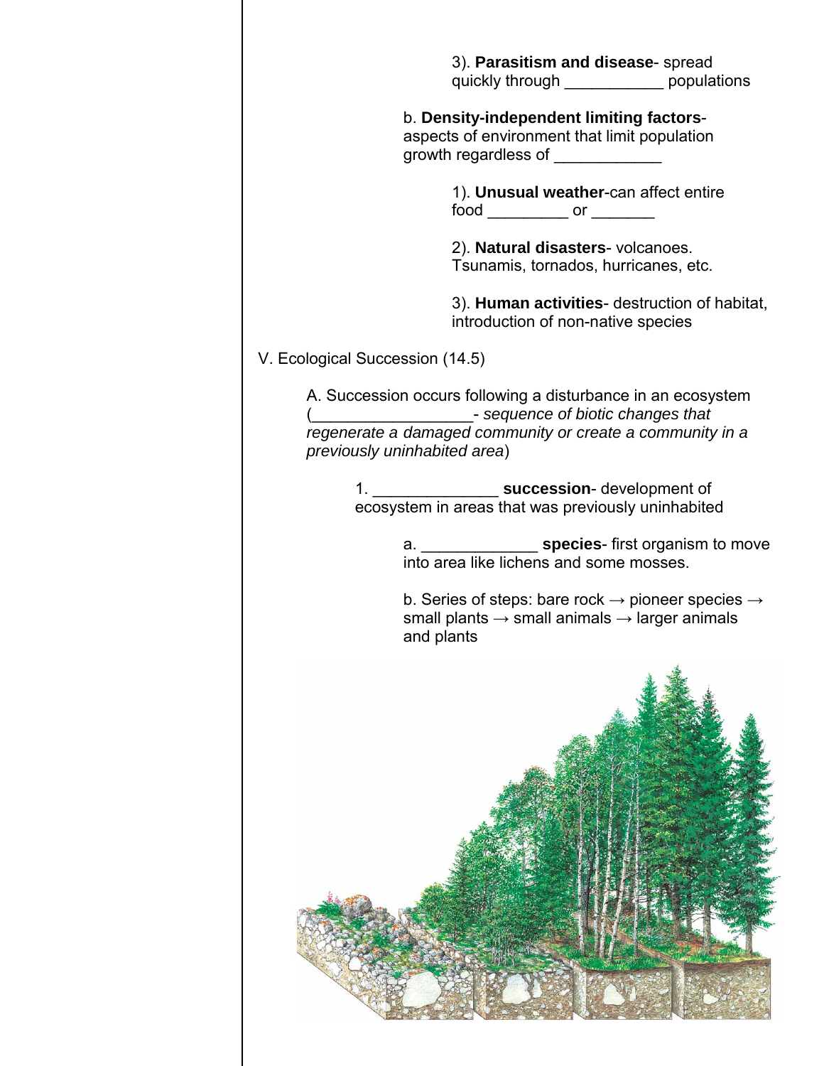3). **Parasitism and disease**- spread quickly through ___________ populations

b. **Density-independent limiting factors**- aspects of environment that limit population growth regardless of ____________

1). **Unusual weather**-can affect entire food _________ or _______

2). **Natural disasters**- volcanoes. Tsunamis, tornados, hurricanes, etc.

3). **Human activities**- destruction of habitat, introduction of non-native species

V. Ecological Succession (14.5)

A. Succession occurs following a disturbance in an ecosystem (_________________- *sequence of biotic changes that regenerate a damaged community or create a community in a previously uninhabited area*)

1. ______________ **succession**- development of ecosystem in areas that was previously uninhabited

a. _____________ **species**- first organism to move into area like lichens and some mosses.

b. Series of steps: bare rock → pioneer species → small plants → small animals → larger animals and plants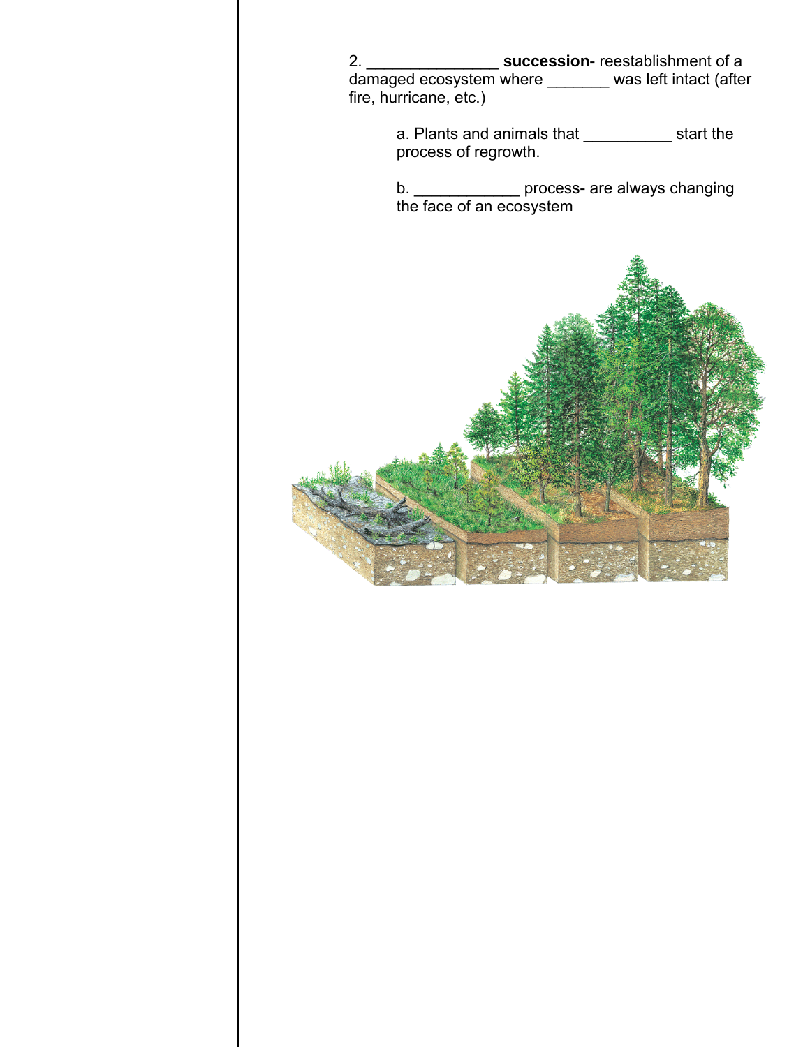2. _______________ **succession**- reestablishment of a damaged ecosystem where _______ was left intact (after fire, hurricane, etc.)

a. Plants and animals that __________ start the process of regrowth.

b. ____________ process- are always changing the face of an ecosystem